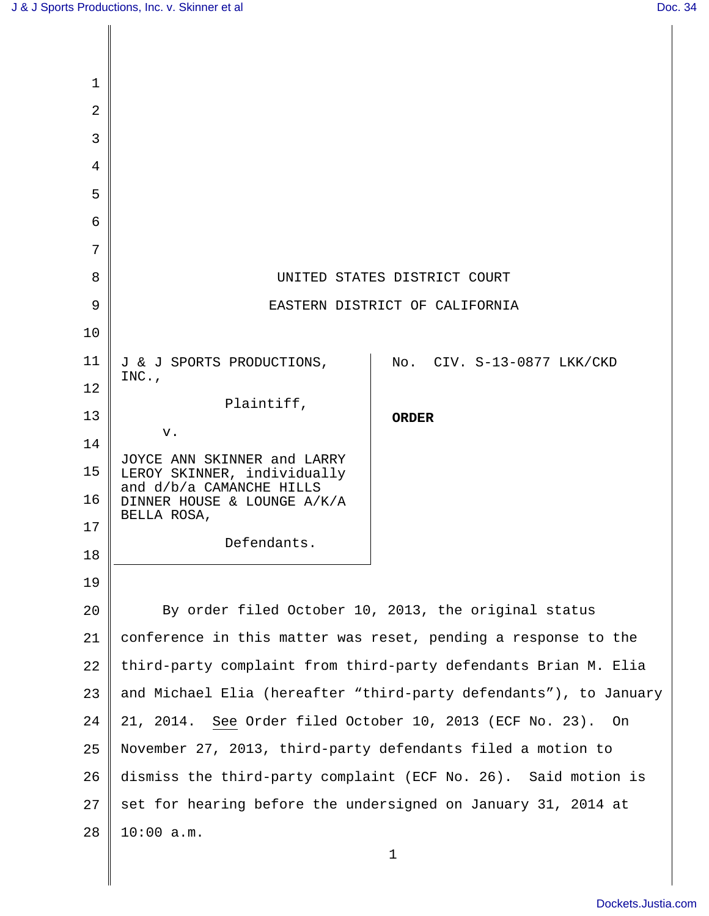UNITED STATES DISTRICT COURT

EASTERN DISTRICT OF CALIFORNIA

| | |
|---|---|
| J & J SPORTS PRODUCTIONS, INC., Plaintiff, v. JOYCE ANN SKINNER and LARRY LEROY SKINNER, individually and d/b/a CAMANCHE HILLS DINNER HOUSE & LOUNGE A/K/A BELLA ROSA, Defendants. | No. CIV. S-13-0877 LKK/CKD **ORDER** |

By order filed October 10, 2013, the original status conference in this matter was reset, pending a response to the third-party complaint from third-party defendants Brian M. Elia and Michael Elia (hereafter "third-party defendants"), to January 21, 2014. See Order filed October 10, 2013 (ECF No. 23). On November 27, 2013, third-party defendants filed a motion to dismiss the third-party complaint (ECF No. 26). Said motion is set for hearing before the undersigned on January 31, 2014 at 10:00 a.m.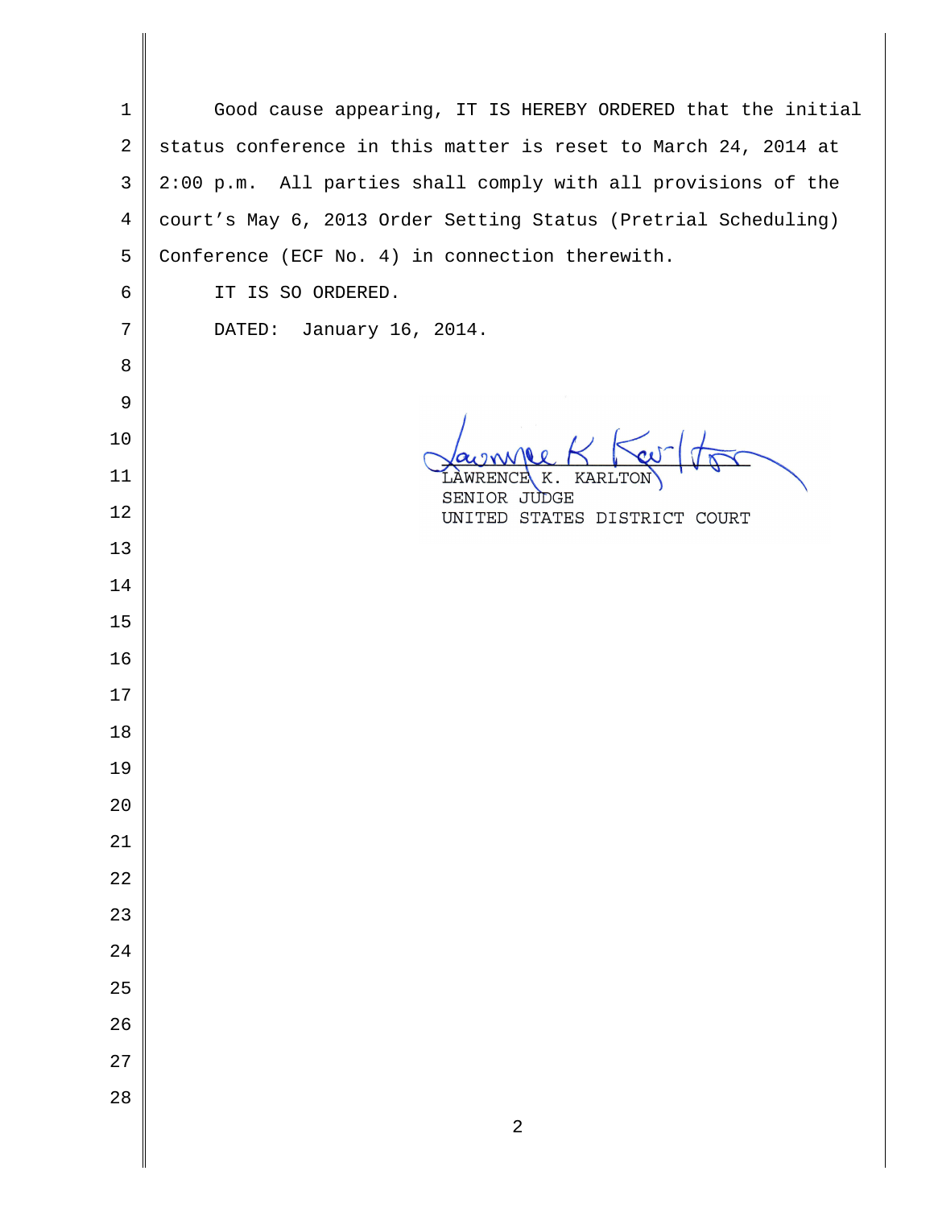Good cause appearing, IT IS HEREBY ORDERED that the initial status conference in this matter is reset to March 24, 2014 at 2:00 p.m. All parties shall comply with all provisions of the court's May 6, 2013 Order Setting Status (Pretrial Scheduling) Conference (ECF No. 4) in connection therewith.

IT IS SO ORDERED.

DATED: January 16, 2014.

LAWRENCE K. KARLTON
SENIOR JUDGE
UNITED STATES DISTRICT COURT